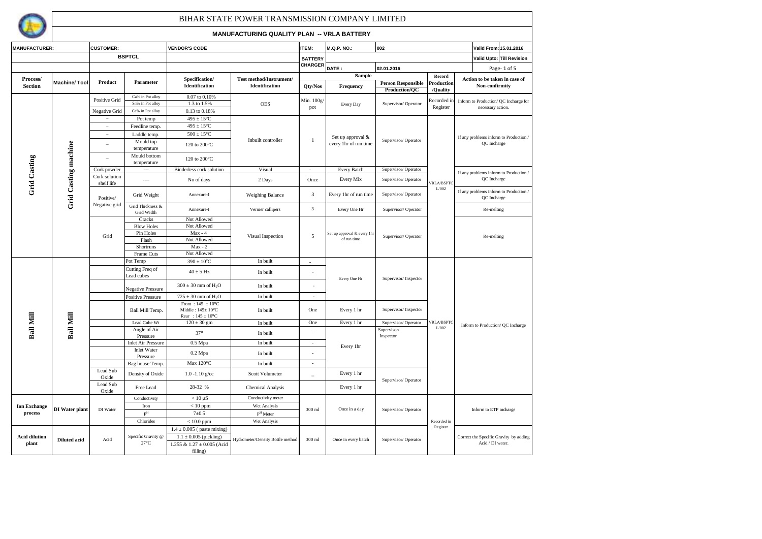# BIHAR STATE POWER TRANSMISSION COMPANY LIMITED

## MANUFACTURING QUALITY PLAN -- VRLA BATTERY

| MANUFACTURER: | CUSTOMER: | VENDOR'S CODE | ITEM: | M.Q.P. NO.: | 002 | Valid From: 15.01.2016 |
|---|---|---|---|---|---|---|
| | BSPTCL | | BATTERY CHARGER | | | Valid Upto: Till Revision |
| | | | | DATE : | 02.01.2016 | |

| Process/ Section | Machine/ Tool | Product | Parameter | Specification/ Identification | Test method/Instrument/ Identification | Sample Qty/Nos | Sample Frequency | Person Responsible Production/QC | Record Production /Quality | Action to be taken in case of Non-confirmity |
|---|---|---|---|---|---|---|---|---|---|---|
| Grid Casting | Grid Casting machine | Positive Grid | Ca% in Pot alloy | 0.07 to 0.10% | OES | Min. 100g/ pot | Every Day | Supervisor/ Operator | Recorded in Register | Inform to Production/ QC Incharge for necessary action. |
| | | | Sn% in Pot alloy | 1.3 to 1.5% | | | | | | |
| | | Negative Grid | Ca% in Pot alloy | 0.13 to 0.18% | | | | | | |
| | | – | Pot temp | 495 ± 15°C | Inbuilt controller | 1 | Set up approval & every 1hr of run time | Supervisor/ Operator | VRLA/BSPTCL/002 | If any problems inform to Production / QC Incharge |
| | | – | Feedline temp. | 495 ± 15°C | | | | | | |
| | | – | Laddle temp. | 500 ± 15°C | | | | | | |
| | | – | Mould top temperature | 120 to 200°C | | | | | | |
| | | – | Mould bottom temperature | 120 to 200°C | | | | | | |
| | | Cork powder | --- | Binderless cork solution | Visual | - | Every Batch | Supervisor/ Operator | | If any problems inform to Production / QC Incharge |
| | | Cork solution shelf life | ---- | No of days | 2 Days | Once | Every Mix | Supervisor/ Operator | | |
| | | Positive/ Negative grid | Grid Weight | Annexure-I | Weighing Balance | 3 | Every 1hr of run time | Supervisor/ Operator | | If any problems inform to Production / QC Incharge |
| | | | Grid Thickness & Grid Width | Annexure-I | Vernier callipers | 3 | Every One Hr | Supervisor/ Operator | | Re-melting |
| | | Grid | Cracks | Not Allowed | Visual Inspection | 5 | Set up approval & every 1hr of run time | Supervisor/ Operator | | Re-melting |
| | | | Blow Holes | Not Allowed | | | | | | |
| | | | Pin Holes | Max - 4 | | | | | | |
| | | | Flash | Not Allowed | | | | | | |
| | | | Shortruns | Max - 2 | | | | | | |
| | | | Frame Cuts | Not Allowed | | | | | | |
| Ball Mill | Ball Mill | | Pot Temp | 390 ± 10°C | In built | - | Every One Hr | Supervisor/ Inspector | VRLA/BSPTCL/002 | Inform to Production/ QC Incharge |
| | | | Cutting Freq of Lead cubes | 40 ± 5 Hz | In built | - | | | | |
| | | | Negative Pressure | 300 ± 30 mm of $H_2O$ | In built | - | | | | |
| | | | Positive Pressure | 725 ± 30 mm of $H_2O$ | In built | - | | | | |
| | | | Ball Mill Temp. | Front : 145 ± 10°C Middle : 145± 10°C Rear : 145 ± 10°C | In built | One | Every 1 hr | Supervisor/ Inspector | | |
| | | | Lead Cube Wt | 120 ± 30 gm | In built | One | Every 1 hr | Supervisor/ Operator | | |
| | | | Angle of Air Pressure | 37° | In built | - | Every 1hr | Supervisor/ Inspector | | |
| | | | Inlet Air Pressure | 0.5 Mpa | In built | - | | | | |
| | | | Inlet Water Pressure | 0.2 Mpa | In built | - | | | | |
| | | | Bag house Temp. | Max 120°C | In built | - | | | | |
| | | Lead Sub Oxide | Density of Oxide | 1.0 -1.10 g/cc | Scott Volumeter | _ | Every 1 hr | Supervisor/ Operator | | |
| | | Lead Sub Oxide | Free Lead | 28-32 % | Chemical Analysis | | Every 1 hr | | | |
| Ion Exchange process | DI Water plant | DI Water | Conductivity | < 10 µS | Conductivity meter | 300 ml | Once in a day | Supervisor/ Operator | Recorded in Register | Inform to ETP incharge |
| | | | Iron | < 10 ppm | Wet Analysis | | | | | |
| | | | $P^H$ | 7±0.5 | $P^H$ Meter | | | | | |
| | | | Chlorides | < 10.0 ppm | Wet Analysis | | | | | |
| Acid dilution plant | Diluted acid | Acid | Specific Gravity @ 27°C | 1.4 ± 0.005 ( paste mixing) 1.1 ± 0.005 (pickling) 1.255 & 1.27 ± 0.005 (Acid filling) | Hydrometer/Density Bottle method | 300 ml | Once in every batch | Supervisor/ Operator | | Correct the Specific Gravity by adding Acid / DI water. |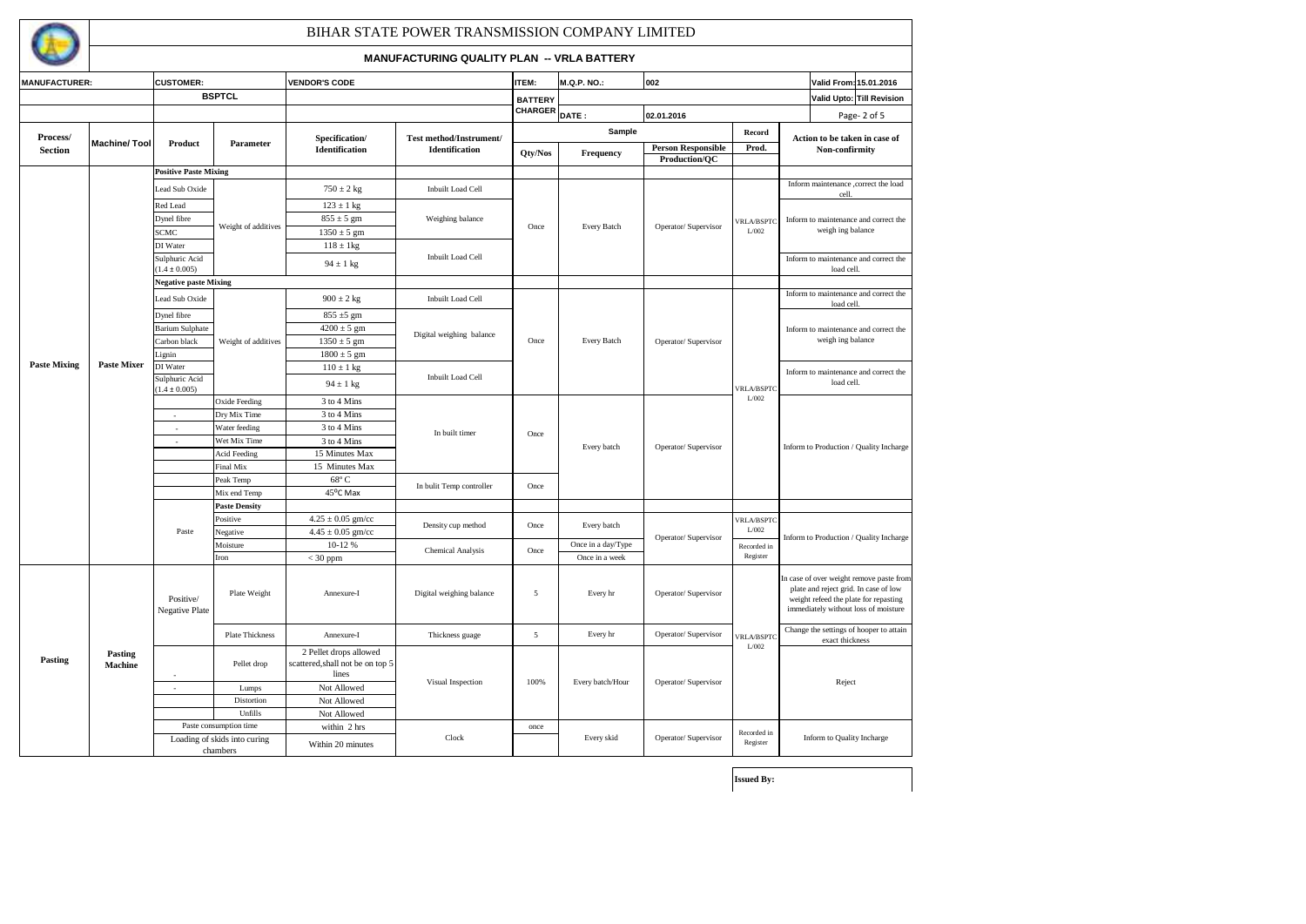# BIHAR STATE POWER TRANSMISSION COMPANY LIMITED

## MANUFACTURING QUALITY PLAN -- VRLA BATTERY

| MANUFACTURER: | CUSTOMER: | VENDOR'S CODE | ITEM: | M.Q.P. NO.: | 002 | Valid From: 15.01.2016 |
|---|---|---|---|---|---|---|
| | BSPTCL | | BATTERY CHARGER | | | Valid Upto: Till Revision |
| | | | | DATE : | 02.01.2016 | |

| Process/ Section | Machine/ Tool | Product | Parameter | Specification/ Identification | Test method/Instrument/ Identification | Sample Qty/Nos | Sample Frequency | Person Responsible Production/QC | Record Prod. | Action to be taken in case of Non-confirmity |
|---|---|---|---|---|---|---|---|---|---|---|
| Paste Mixing | Paste Mixer | **Positive Paste Mixing** | | | | | | | | |
| | | Lead Sub Oxide | Weight of additives | 750 ± 2 kg | Inbuilt Load Cell | Once | Every Batch | Operator/ Supervisor | VRLA/BSPTCL/002 | Inform maintenance ,correct the load cell. |
| | | Red Lead | | 123 ± 1 kg | Weighing balance | | | | | Inform to maintenance and correct the weigh ing balance |
| | | Dynel fibre | | 855 ± 5 gm | | | | | | |
| | | SCMC | | 1350 ± 5 gm | | | | | | |
| | | DI Water | | 118 ± 1kg | Inbuilt Load Cell | | | | | Inform to maintenance and correct the load cell. |
| | | Sulphuric Acid (1.4 ± 0.005) | | 94 ± 1 kg | | | | | | |
| | | **Negative paste Mixing** | | | | | | | | |
| | | Lead Sub Oxide | Weight of additives | 900 ± 2 kg | Inbuilt Load Cell | Once | Every Batch | Operator/ Supervisor | VRLA/BSPTCL/002 | Inform to maintenance and correct the load cell. |
| | | Dynel fibre | | 855 ±5 gm | Digital weighing balance | | | | | Inform to maintenance and correct the weigh ing balance |
| | | Barium Sulphate | | 4200 ± 5 gm | | | | | | |
| | | Carbon black | | 1350 ± 5 gm | | | | | | |
| | | Lignin | | 1800 ± 5 gm | | | | | | |
| | | DI Water | | 110 ± 1 kg | Inbuilt Load Cell | | | | | Inform to maintenance and correct the load cell. |
| | | Sulphuric Acid (1.4 ± 0.005) | | 94 ± 1 kg | | | | | | |
| | | | Oxide Feeding | 3 to 4 Mins | In built timer | Once | Every batch | Operator/ Supervisor | | Inform to Production / Quality Incharge |
| | | - | Dry Mix Time | 3 to 4 Mins | | | | | | |
| | | - | Water feeding | 3 to 4 Mins | | | | | | |
| | | - | Wet Mix Time | 3 to 4 Mins | | | | | | |
| | | | Acid Feeding | 15 Minutes Max | | | | | | |
| | | | Final Mix | 15 Minutes Max | | | | | | |
| | | | Peak Temp | 68° C | In bulit Temp controller | Once | | | | |
| | | | Mix end Temp | 45°C Max | | | | | | |
| | | | **Paste Density** | | | | | | | |
| | | Paste | Positive | 4.25 ± 0.05 gm/cc | Density cup method | Once | Every batch | Operator/ Supervisor | VRLA/BSPTCL/002 | Inform to Production / Quality Incharge |
| | | | Negative | 4.45 ± 0.05 gm/cc | | | | | | |
| | | | Moisture | 10-12 % | Chemical Analysis | Once | Once in a day/Type | | Recorded in Register | |
| | | | Iron | < 30 ppm | | | Once in a week | | | |
| Pasting | Pasting Machine | Positive/ Negative Plate | Plate Weight | Annexure-I | Digital weighing balance | 5 | Every hr | Operator/ Supervisor | VRLA/BSPTCL/002 | In case of over weight remove paste from plate and reject grid. In case of low weight refeed the plate for repasting immediately without loss of moisture |
| | | | Plate Thickness | Annexure-I | Thickness guage | 5 | Every hr | Operator/ Supervisor | | Change the settings of hooper to attain exact thickness |
| | | - | Pellet drop | 2 Pellet drops allowed scattered,shall not be on top 5 lines | Visual Inspection | 100% | Every batch/Hour | Operator/ Supervisor | | Reject |
| | | - | Lumps | Not Allowed | | | | | | |
| | | | Distortion | Not Allowed | | | | | | |
| | | | Unfills | Not Allowed | | | | | | |
| | | Paste consumption time | | within 2 hrs | Clock | once | Every skid | Operator/ Supervisor | Recorded in Register | Inform to Quality Incharge |
| | | Loading of skids into curing chambers | | Within 20 minutes | | | | | | |

**Issued By:**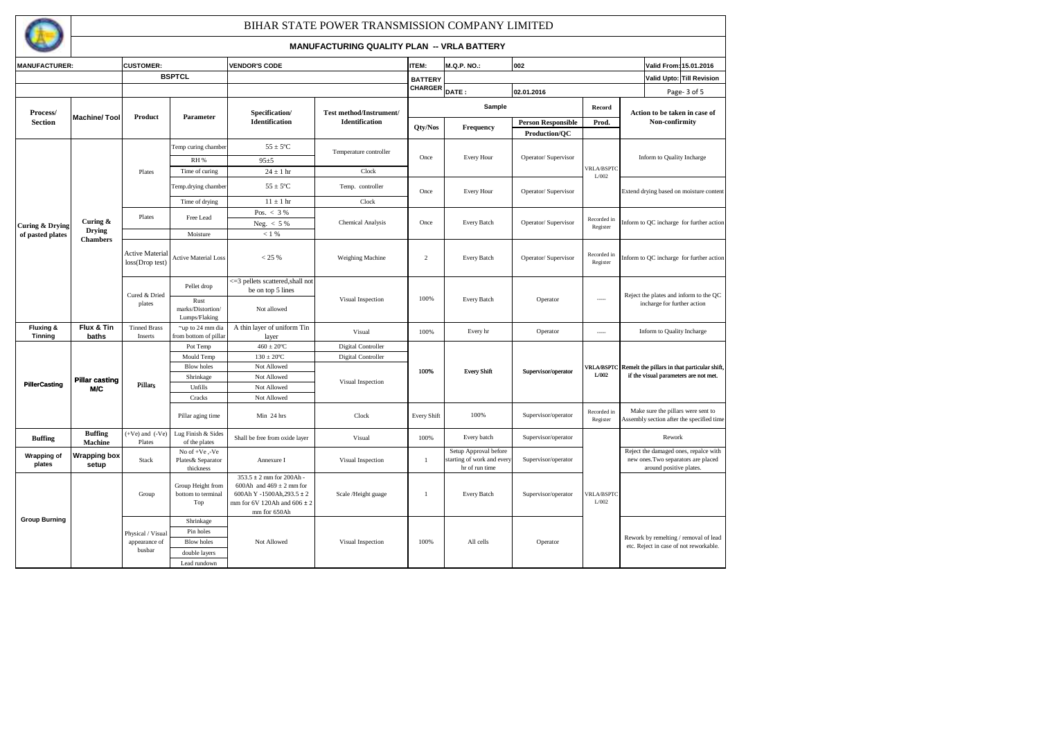# BIHAR STATE POWER TRANSMISSION COMPANY LIMITED

## MANUFACTURING QUALITY PLAN -- VRLA BATTERY

| MANUFACTURER: | | CUSTOMER: | | VENDOR'S CODE | | ITEM: | M.Q.P. NO.: | 002 | | Valid From: 15.01.2016 |
|---|---|---|---|---|---|---|---|---|---|---|
| | | BSPTCL | | | | BATTERY CHARGER | | | | Valid Upto: Till Revision |
| | | | | | | | DATE : | 02.01.2016 | | |

| Process/ Section | Machine/ Tool | Product | Parameter | Specification/ Identification | Test method/Instrument/ Identification | Sample Qty/Nos | Sample Frequency | Person Responsible Production/QC | Record Prod. | Action to be taken in case of Non-confirmity |
|---|---|---|---|---|---|---|---|---|---|---|
| Curing & Drying of pasted plates | Curing & Drying Chambers | Plates | Temp curing chamber | 55 ± 5°C | Temperature controller | Once | Every Hour | Operator/ Supervisor | VRLA/BSPTC L/002 | Inform to Quality Incharge |
| | | | RH % | 95±5 | | | | | | |
| | | | Time of curing | 24 ± 1 hr | Clock | | | | | |
| | | | Temp.drying chamber | 55 ± 5°C | Temp. controller | Once | Every Hour | Operator/ Supervisor | | Extend drying based on moisture content |
| | | | Time of drying | 11 ± 1 hr | Clock | | | | | |
| | | Plates | Free Lead | Pos. < 3 % | Chemical Analysis | Once | Every Batch | Operator/ Supervisor | Recorded in Register | Inform to QC incharge for further action |
| | | | | Neg. < 5 % | | | | | | |
| | | | Moisture | < 1 % | | | | | | |
| | | Active Material loss(Drop test) | Active Material Loss | < 25 % | Weighing Machine | 2 | Every Batch | Operator/ Supervisor | Recorded in Register | Inform to QC incharge for further action |
| | | Cured & Dried plates | Pellet drop | <=3 pellets scattered,shall not be on top 5 lines | Visual Inspection | 100% | Every Batch | Operator | ----- | Reject the plates and inform to the QC incharge for further action |
| | | | Rust marks/Distortion/ Lumps/Flaking | Not allowed | | | | | | |
| Fluxing & Tinning | Flux & Tin baths | Tinned Brass Inserts | ~up to 24 mm dia from bottom of pillar | A thin layer of uniform Tin layer | Visual | 100% | Every hr | Operator | ----- | Inform to Quality Incharge |
| PillerCasting | Pillar casting M/C | Pillars | Pot Temp | 460 ± 20°C | Digital Controller | 100% | Every Shift | Supervisor/operator | VRLA/BSPTC L/002 | Remelt the pillars in that particular shift, if the visual parameters are not met. |
| | | | Mould Temp | 130 ± 20°C | Digital Controller | | | | | |
| | | | Blow holes | Not Allowed | Visual Inspection | | | | | |
| | | | Shrinkage | Not Allowed | | | | | | |
| | | | Unfills | Not Allowed | | | | | | |
| | | | Cracks | Not Allowed | | | | | | |
| | | | Pillar aging time | Min 24 hrs | Clock | Every Shift | 100% | Supervisor/operator | Recorded in Register | Make sure the pillars were sent to Assembly section after the specified time |
| Buffing | Buffing Machine | (+Ve) and (-Ve) Plates | Lug Finish & Sides of the plates | Shall be free from oxide layer | Visual | 100% | Every batch | Supervisor/operator | VRLA/BSPTC L/002 | Rework |
| Wrapping of plates | Wrapping box setup | Stack | No of +Ve ,-Ve Plates& Separator thickness | Annexure I | Visual Inspection | 1 | Setup Approval before starting of work and every hr of run time | Supervisor/operator | | Reject the damaged ones, repalce with new ones.Two separators are placed around positive plates. |
| Group Burning | | Group | Group Height from bottom to terminal Top | 353.5 ± 2 mm for 200Ah - 600Ah and 469 ± 2 mm for 600Ah Y -1500Ah,293.5 ± 2 mm for 6V 120Ah and 606 ± 2 mm for 650Ah | Scale /Height guage | 1 | Every Batch | Supervisor/operator | | |
| | | Physical / Visual appearance of busbar | Shrinkage | Not Allowed | Visual Inspection | 100% | All cells | Operator | | Rework by remelting / removal of lead etc. Reject in case of not reworkable. |
| | | | Pin holes | | | | | | | |
| | | | Blow holes | | | | | | | |
| | | | double layers | | | | | | | |
| | | | Lead rundown | | | | | | | |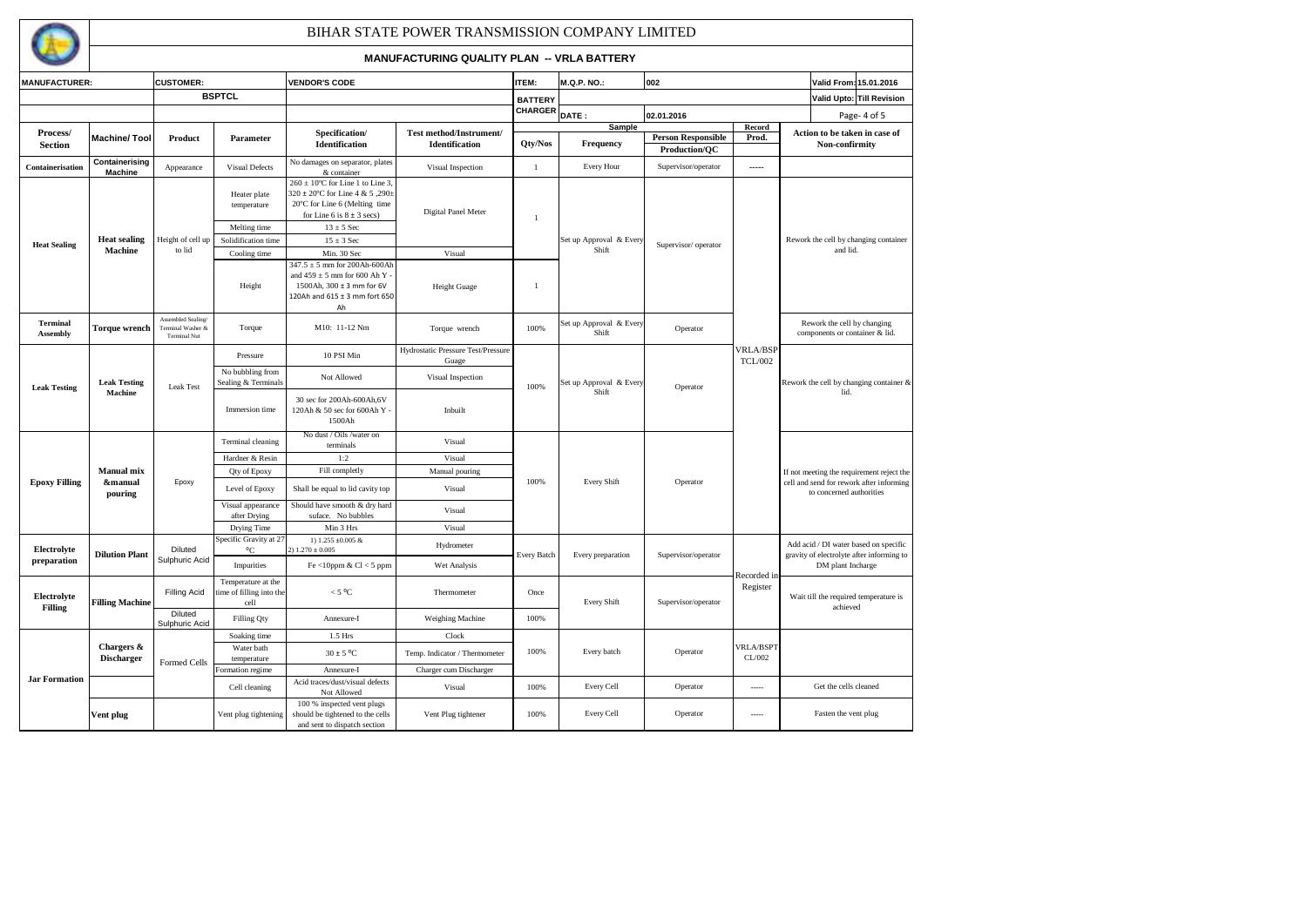# BIHAR STATE POWER TRANSMISSION COMPANY LIMITED

## MANUFACTURING QUALITY PLAN -- VRLA BATTERY

| MANUFACTURER: | | CUSTOMER: | | VENDOR'S CODE | | ITEM: | M.Q.P. NO.: | 002 | | Valid From: 15.01.2016 |
|---|---|---|---|---|---|---|---|---|---|---|
| | | BSPTCL | | | | BATTERY CHARGER | | | | Valid Upto: Till Revision |
| | | | | | | | DATE : | 02.01.2016 | | Page- 4 of 5 |

| Process/ Section | Machine/ Tool | Product | Parameter | Specification/ Identification | Test method/Instrument/ Identification | Sample Qty/Nos | Sample Frequency | Person Responsible Production/QC | Record Prod. | Action to be taken in case of Non-confirmity |
|---|---|---|---|---|---|---|---|---|---|---|
| Containerisation | Containerising Machine | Appearance | Visual Defects | No damages on separator, plates & container | Visual Inspection | 1 | Every Hour | Supervisor/operator | ----- | |
| Heat Sealing | Heat sealing Machine | Height of cell up to lid | Heater plate temperature | 260 ± 10ºC for Line 1 to Line 3, 320 ± 20ºC for Line 4 & 5 ,290± 20ºC for Line 6 (Melting time for Line 6 is 8 ± 3 secs) | Digital Panel Meter | 1 | Set up Approval & Every Shift | Supervisor/ operator | VRLA/BSPTCL/002 | Rework the cell by changing container and lid. |
| | | | Melting time | 13 ± 5 Sec | | | | | | |
| | | | Solidification time | 15 ± 3 Sec | | | | | | |
| | | | Cooling time | Min. 30 Sec | Visual | | | | | |
| | | | Height | 347.5 ± 5 mm for 200Ah-600Ah and 459 ± 5 mm for 600 Ah Y - 1500Ah, 300 ± 3 mm for 6V 120Ah and 615 ± 3 mm fort 650 Ah | Height Guage | 1 | | | | |
| Terminal Assembly | Torque wrench | Assembled Sealing/ Terminal Washer & Terminal Nut | Torque | M10: 11-12 Nm | Torque wrench | 100% | Set up Approval & Every Shift | Operator | | Rework the cell by changing components or container & lid. |
| Leak Testing | Leak Testing Machine | Leak Test | Pressure | 10 PSI Min | Hydrostatic Pressure Test/Pressure Guage | 100% | Set up Approval & Every Shift | Operator | | Rework the cell by changing container & lid. |
| | | | No bubbling from Sealing & Terminals | Not Allowed | Visual Inspection | | | | | |
| | | | Immersion time | 30 sec for 200Ah-600Ah,6V 120Ah & 50 sec for 600Ah Y - 1500Ah | Inbuilt | | | | | |
| Epoxy Filling | Manual mix &manual pouring | Epoxy | Terminal cleaning | No dust / Oils /water on terminals | Visual | 100% | Every Shift | Operator | | If not meeting the requirement reject the cell and send for rework after informing to concerned authorities |
| | | | Hardner & Resin | 1:2 | Visual | | | | | |
| | | | Qty of Epoxy | Fill completly | Manual pouring | | | | | |
| | | | Level of Epoxy | Shall be equal to lid cavity top | Visual | | | | | |
| | | | Visual appearance after Drying | Should have smooth & dry hard suface. No bubbles | Visual | | | | | |
| | | | Drying Time | Min 3 Hrs | Visual | | | | | |
| Electrolyte preparation | Dilution Plant | Diluted Sulphuric Acid | Specific Gravity at 27 ºC | 1) 1.255 ±0.005 & 2) 1.270 ± 0.005 | Hydrometer | Every Batch | Every preparation | Supervisor/operator | Recorded in Register | Add acid / DI water based on specific gravity of electrolyte after informing to DM plant Incharge |
| | | | Impurities | Fe <10ppm & Cl < 5 ppm | Wet Analysis | | | | | |
| Electrolyte Filling | Filling Machine | Filling Acid | Temperature at the time of filling into the cell | < 5 ºC | Thermometer | Once | Every Shift | Supervisor/operator | | Wait till the required temperature is achieved |
| | | Diluted Sulphuric Acid | Filling Qty | Annexure-I | Weighing Machine | 100% | | | | |
| Jar Formation | Chargers & Discharger | Formed Cells | Soaking time | 1.5 Hrs | Clock | 100% | Every batch | Operator | VRLA/BSPTCL/002 | |
| | | | Water bath temperature | 30 ± 5 ºC | Temp. Indicator / Thermometer | | | | | |
| | | | Formation regime | Annexure-I | Charger cum Discharger | | | | | |
| | | | Cell cleaning | Acid traces/dust/visual defects Not Allowed | Visual | 100% | Every Cell | Operator | ----- | Get the cells cleaned |
| | Vent plug | | Vent plug tightening | 100 % inspected vent plugs should be tightened to the cells and sent to dispatch section | Vent Plug tightener | 100% | Every Cell | Operator | ----- | Fasten the vent plug |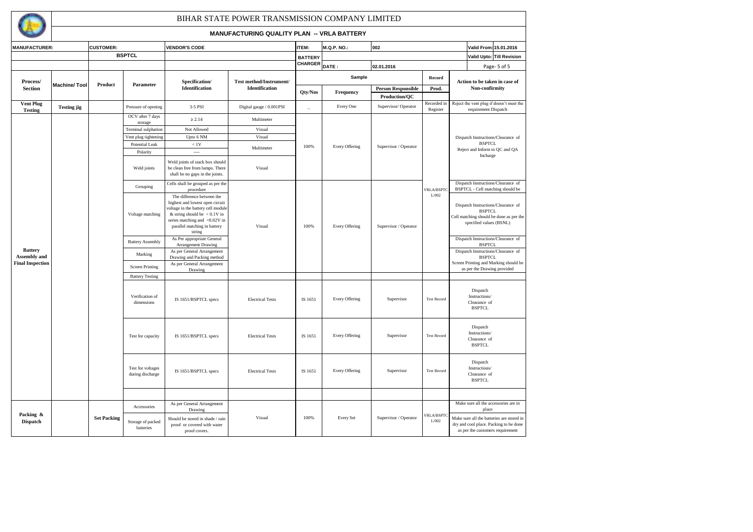# BIHAR STATE POWER TRANSMISSION COMPANY LIMITED

## MANUFACTURING QUALITY PLAN -- VRLA BATTERY

| MANUFACTURER: | CUSTOMER: BSPTCL | VENDOR'S CODE | ITEM: BATTERY CHARGER | M.Q.P. NO.: 002 | Valid From: 15.01.2016 |
|---|---|---|---|---|---|
| | | | | DATE: 02.01.2016 | Valid Upto: Till Revision |

| Process/ Section | Machine/ Tool | Product | Parameter | Specification/ Identification | Test method/Instrument/ Identification | Sample Qty/Nos | Sample Frequency | Person Responsible Production/QC | Record Prod. | Action to be taken in case of Non-confirmity |
|---|---|---|---|---|---|---|---|---|---|---|
| Vent Plug Testing | Testing jig | | Pressure of opening | 3-5 PSI | Digital gauge / 0.001PSI | _ | Every One | Supervisor/ Operator | Recorded in Register | Reject the vent plug if doesn't meet the requirement Dispatch |
| Battery Assembly and Final Inspection | | | OCV after 7 days storage | ≥ 2.14 | Multimeter | 100% | Every Offering | Supervisor / Operator | VRLA/BSPTCL/002 | Dispatch Instructions/Clearance of BSPTCL Reject and Inform to QC and QA Incharge |
| | | | Terminal sulphation | Not Allowed | Visual | | | | | |
| | | | Vent plug tightening | Upto 6 NM | Visual | | | | | |
| | | | Potential Leak | < 1V | Multimeter | | | | | |
| | | | Polarity | ---- | | | | | | |
| | | | Weld joints | Weld joints of stack box should be clean free from lumps. There shall be no gaps in the joints. | Visual | | | | | |
| | | | Grouping | Cells shall be grouped as per the procedure | Visual | 100% | Every Offering | Supervisor / Operator | | Dispatch Instructions/Clearance of BSPTCL - Cell matching should be |
| | | | Voltage matching | The difference between the highest and lowest open circuit voltage in the battery cell module & string should be < 0.1V in series matching and <0.02V in parallel matching in battery string | | | | | | Dispatch Instructions/Clearance of BSPTCL Cell matching should be done as per the specified values (BSNL) |
| | | | Battery Assembly | As Per appropriate General Arrangement Drawing | | | | | | Dispatch Instructions/Clearance of BSPTCL |
| | | | Marking | As per General Arrangement Drawing and Packing method | | | | | | Dispatch Instructions/Clearance of BSPTCL Screen Printing and Marking should be as per the Drawing provided |
| | | | Screen Printing | As per General Arrangement Drawing | | | | | | |
| | | | Battery Testing | | | | | | | |
| | | | Verification of dimensions | IS 1651/BSPTCL specs | Electrical Tests | IS 1651 | Every Offering | Supervisor | Test Record | Dispatch Instructions/ Clearance of BSPTCL |
| | | | Test for capacity | IS 1651/BSPTCL specs | Electrical Tests | IS 1651 | Every Offering | Supervisor | Test Record | Dispatch Instructions/ Clearance of BSPTCL |
| | | | Test for voltages during discharge | IS 1651/BSPTCL specs | Electrical Tests | IS 1651 | Every Offering | Supervisor | Test Record | Dispatch Instructions/ Clearance of BSPTCL |
| | | | | | | | | | | |
| Packing & Dispatch | | Set Packing | Accessories | As per General Arrangement Drawing | Visual | 100% | Every Set | Supervisor / Operator | VRLA/BSPTC L/002 | Make sure all the accessories are in place |
| | | | Storage of packed batteries | Should be stored in shade / rain proof or covered with water proof covers. | | | | | | Make sure all the batteries are stored in dry and cool place. Packing to be done as per the customers requirement |